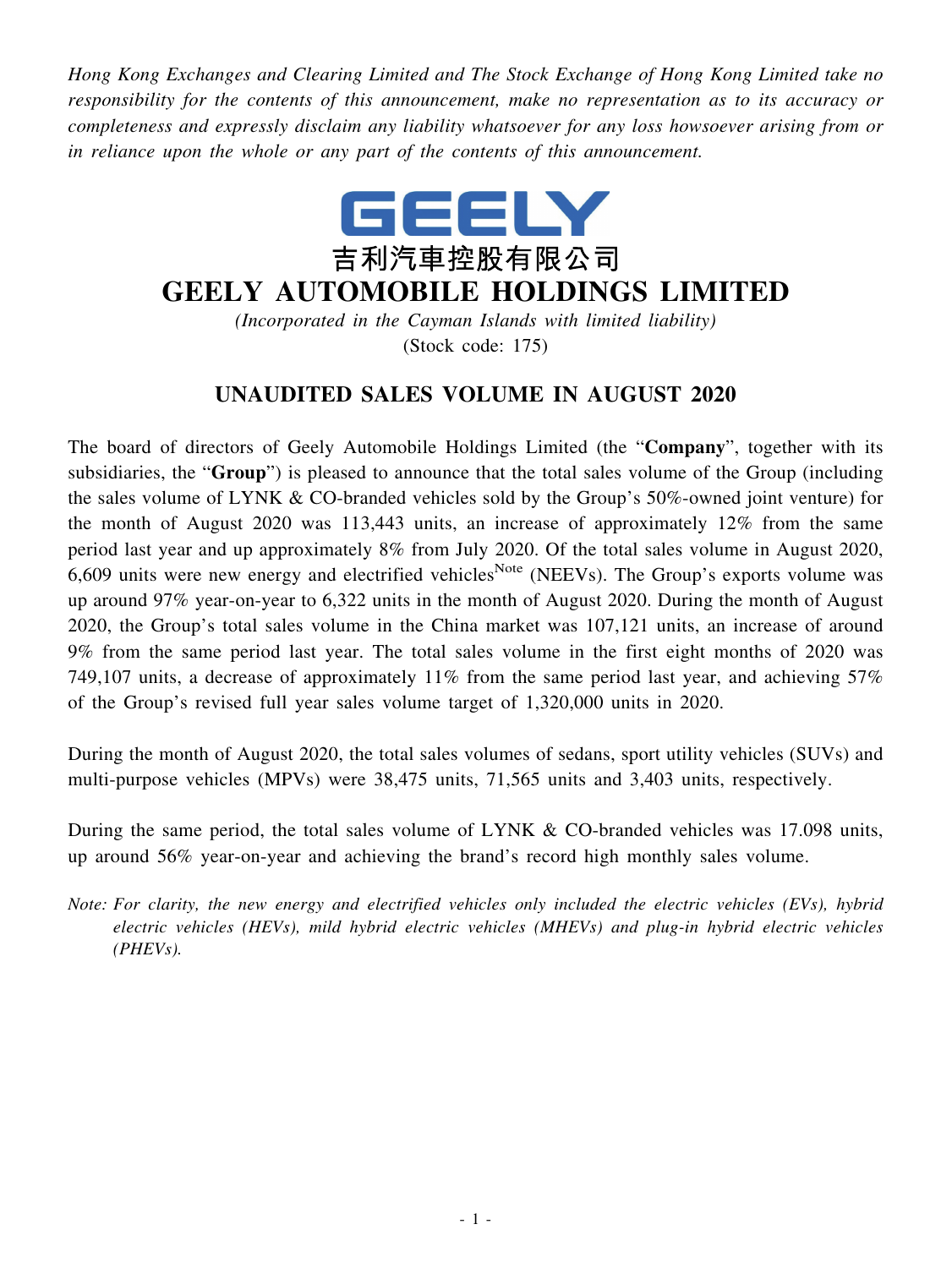*Hong Kong Exchanges and Clearing Limited and The Stock Exchange of Hong Kong Limited take no responsibility for the contents of this announcement, make no representation as to its accuracy or completeness and expressly disclaim any liability whatsoever for any loss howsoever arising from or in reliance upon the whole or any part of the contents of this announcement.*

GEELY

吉利汽車控股有限公司

# GEELY AUTOMOBILE HOLDINGS LIMITED

*(Incorporated in the Cayman Islands with limited liability)*

(Stock code: 175)

## UNAUDITED SALES VOLUME IN AUGUST 2020

The board of directors of Geely Automobile Holdings Limited (the "**Company**", together with its subsidiaries, the "**Group**") is pleased to announce that the total sales volume of the Group (including the sales volume of LYNK & CO-branded vehicles sold by the Group's 50%-owned joint venture) for the month of August 2020 was 113,443 units, an increase of approximately 12% from the same period last year and up approximately 8% from July 2020. Of the total sales volume in August 2020, 6,609 units were new energy and electrified vehicles[Note] (NEEVs). The Group's exports volume was up around 97% year-on-year to 6,322 units in the month of August 2020. During the month of August 2020, the Group's total sales volume in the China market was 107,121 units, an increase of around 9% from the same period last year. The total sales volume in the first eight months of 2020 was 749,107 units, a decrease of approximately 11% from the same period last year, and achieving 57% of the Group's revised full year sales volume target of 1,320,000 units in 2020.

During the month of August 2020, the total sales volumes of sedans, sport utility vehicles (SUVs) and multi-purpose vehicles (MPVs) were 38,475 units, 71,565 units and 3,403 units, respectively.

During the same period, the total sales volume of LYNK & CO-branded vehicles was 17.098 units, up around 56% year-on-year and achieving the brand's record high monthly sales volume.

*Note: For clarity, the new energy and electrified vehicles only included the electric vehicles (EVs), hybrid electric vehicles (HEVs), mild hybrid electric vehicles (MHEVs) and plug-in hybrid electric vehicles (PHEVs).*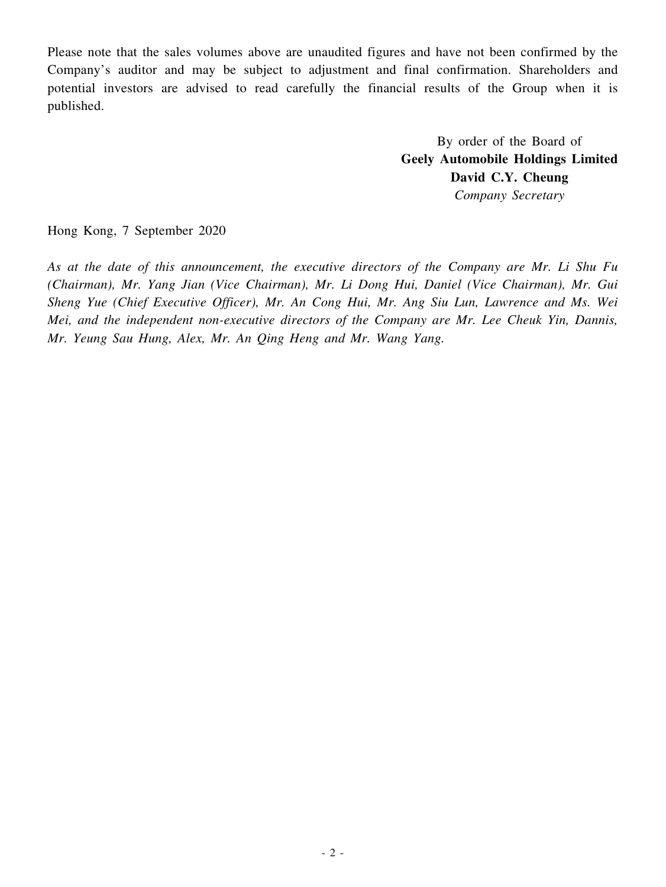Please note that the sales volumes above are unaudited figures and have not been confirmed by the Company's auditor and may be subject to adjustment and final confirmation. Shareholders and potential investors are advised to read carefully the financial results of the Group when it is published.

By order of the Board of
**Geely Automobile Holdings Limited**
**David C.Y. Cheung**
*Company Secretary*

Hong Kong, 7 September 2020

*As at the date of this announcement, the executive directors of the Company are Mr. Li Shu Fu (Chairman), Mr. Yang Jian (Vice Chairman), Mr. Li Dong Hui, Daniel (Vice Chairman), Mr. Gui Sheng Yue (Chief Executive Officer), Mr. An Cong Hui, Mr. Ang Siu Lun, Lawrence and Ms. Wei Mei, and the independent non-executive directors of the Company are Mr. Lee Cheuk Yin, Dannis, Mr. Yeung Sau Hung, Alex, Mr. An Qing Heng and Mr. Wang Yang.*